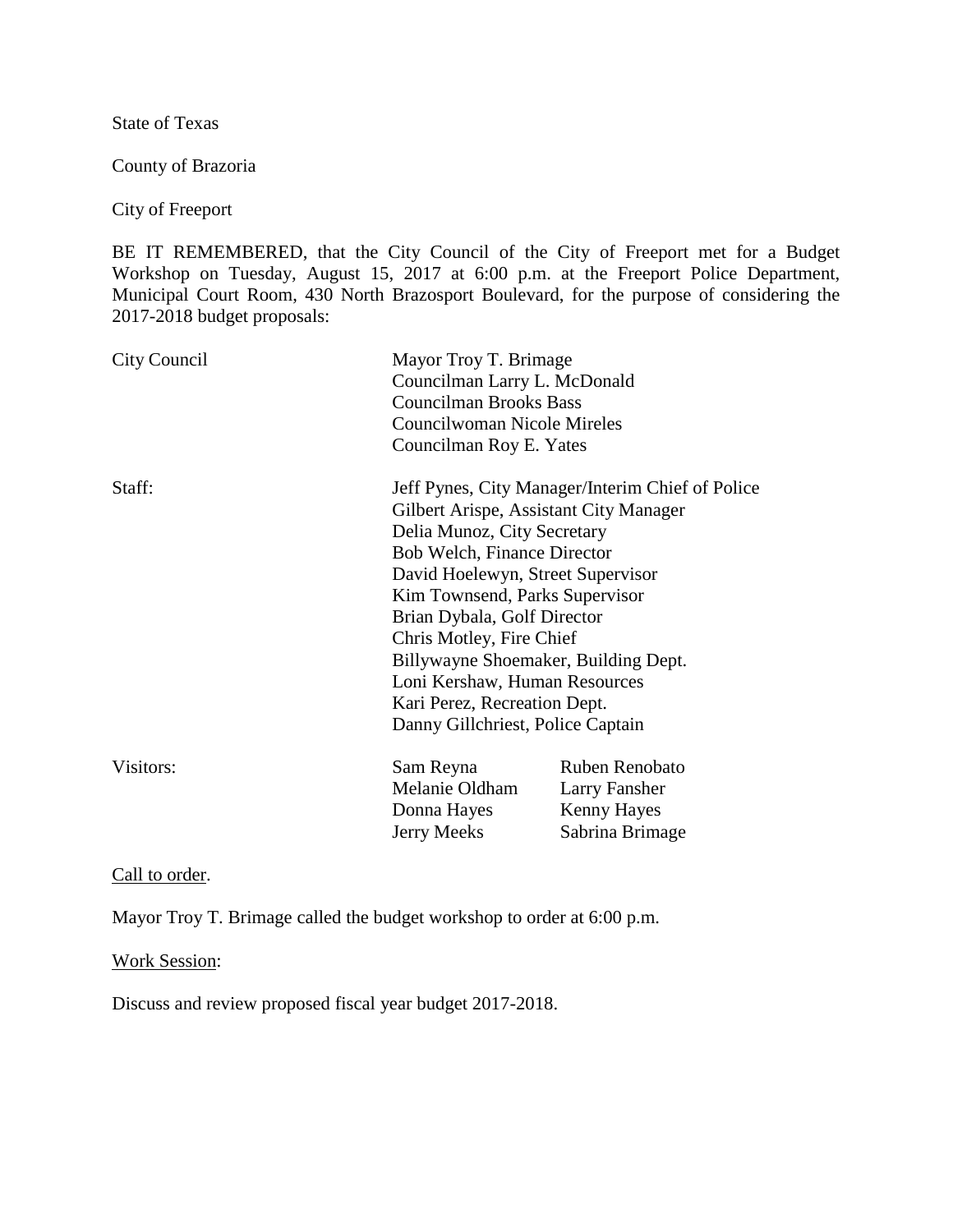State of Texas

County of Brazoria

City of Freeport

BE IT REMEMBERED, that the City Council of the City of Freeport met for a Budget Workshop on Tuesday, August 15, 2017 at 6:00 p.m. at the Freeport Police Department, Municipal Court Room, 430 North Brazosport Boulevard, for the purpose of considering the 2017-2018 budget proposals:

| | | |
|---|---|---|
| City Council | Mayor Troy T. Brimage | |
| | Councilman Larry L. McDonald | |
| | Councilman Brooks Bass | |
| | Councilwoman Nicole Mireles | |
| | Councilman Roy E. Yates | |
| Staff: | Jeff Pynes, City Manager/Interim Chief of Police | |
| | Gilbert Arispe, Assistant City Manager | |
| | Delia Munoz, City Secretary | |
| | Bob Welch, Finance Director | |
| | David Hoelewyn, Street Supervisor | |
| | Kim Townsend, Parks Supervisor | |
| | Brian Dybala, Golf Director | |
| | Chris Motley, Fire Chief | |
| | Billywayne Shoemaker, Building Dept. | |
| | Loni Kershaw, Human Resources | |
| | Kari Perez, Recreation Dept. | |
| | Danny Gillchriest, Police Captain | |
| Visitors: | Sam Reyna | Ruben Renobato |
| | Melanie Oldham | Larry Fansher |
| | Donna Hayes | Kenny Hayes |
| | Jerry Meeks | Sabrina Brimage |

<u>Call to order</u>.

Mayor Troy T. Brimage called the budget workshop to order at 6:00 p.m.

<u>Work Session</u>:

Discuss and review proposed fiscal year budget 2017-2018.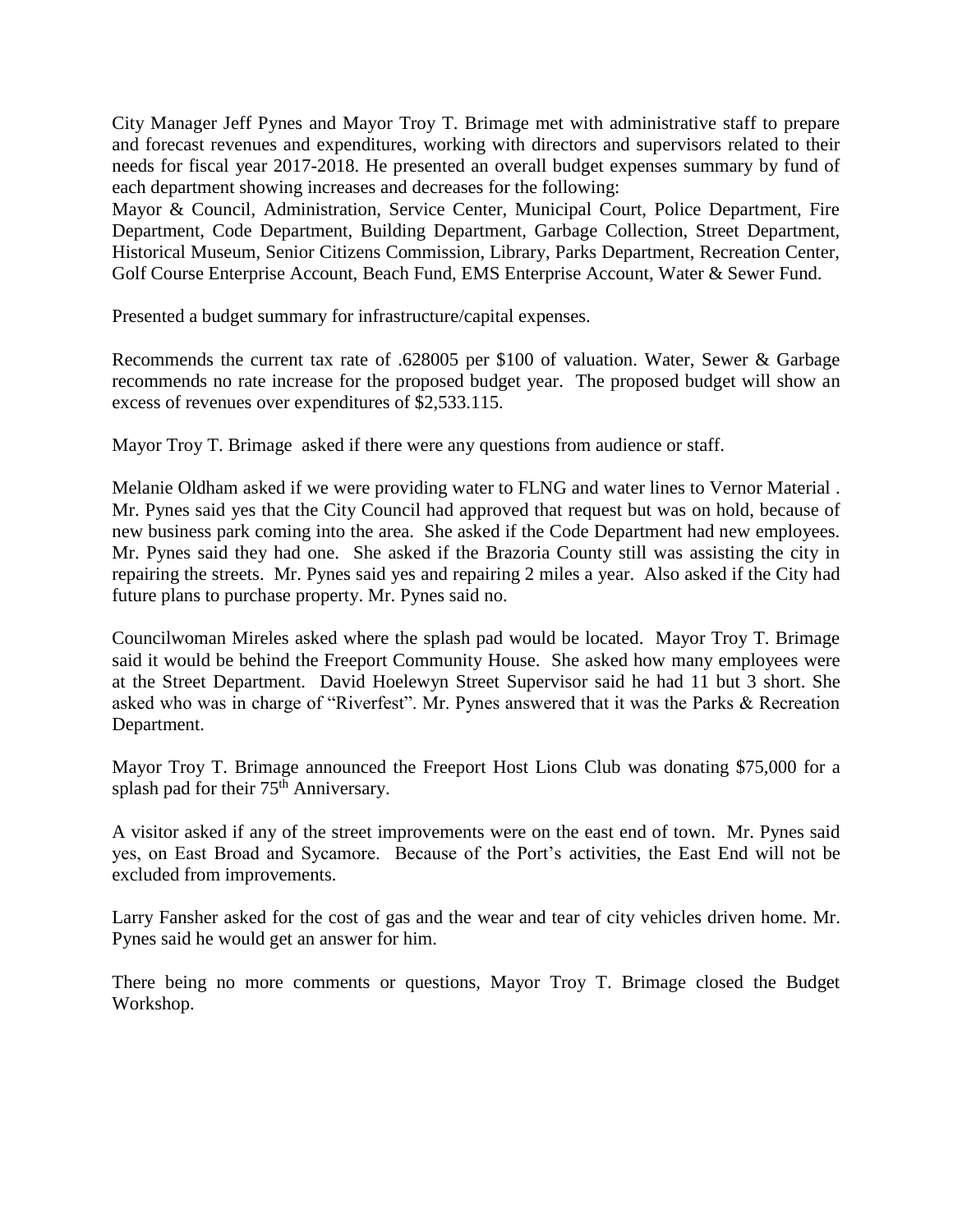City Manager Jeff Pynes and Mayor Troy T. Brimage met with administrative staff to prepare and forecast revenues and expenditures, working with directors and supervisors related to their needs for fiscal year 2017-2018. He presented an overall budget expenses summary by fund of each department showing increases and decreases for the following:
Mayor & Council, Administration, Service Center, Municipal Court, Police Department, Fire Department, Code Department, Building Department, Garbage Collection, Street Department, Historical Museum, Senior Citizens Commission, Library, Parks Department, Recreation Center, Golf Course Enterprise Account, Beach Fund, EMS Enterprise Account, Water & Sewer Fund.

Presented a budget summary for infrastructure/capital expenses.

Recommends the current tax rate of .628005 per $100 of valuation. Water, Sewer & Garbage recommends no rate increase for the proposed budget year. The proposed budget will show an excess of revenues over expenditures of $2,533.115.

Mayor Troy T. Brimage asked if there were any questions from audience or staff.

Melanie Oldham asked if we were providing water to FLNG and water lines to Vernor Material . Mr. Pynes said yes that the City Council had approved that request but was on hold, because of new business park coming into the area. She asked if the Code Department had new employees. Mr. Pynes said they had one. She asked if the Brazoria County still was assisting the city in repairing the streets. Mr. Pynes said yes and repairing 2 miles a year. Also asked if the City had future plans to purchase property. Mr. Pynes said no.

Councilwoman Mireles asked where the splash pad would be located. Mayor Troy T. Brimage said it would be behind the Freeport Community House. She asked how many employees were at the Street Department. David Hoelewyn Street Supervisor said he had 11 but 3 short. She asked who was in charge of "Riverfest". Mr. Pynes answered that it was the Parks & Recreation Department.

Mayor Troy T. Brimage announced the Freeport Host Lions Club was donating $75,000 for a splash pad for their 75th Anniversary.

A visitor asked if any of the street improvements were on the east end of town. Mr. Pynes said yes, on East Broad and Sycamore. Because of the Port's activities, the East End will not be excluded from improvements.

Larry Fansher asked for the cost of gas and the wear and tear of city vehicles driven home. Mr. Pynes said he would get an answer for him.

There being no more comments or questions, Mayor Troy T. Brimage closed the Budget Workshop.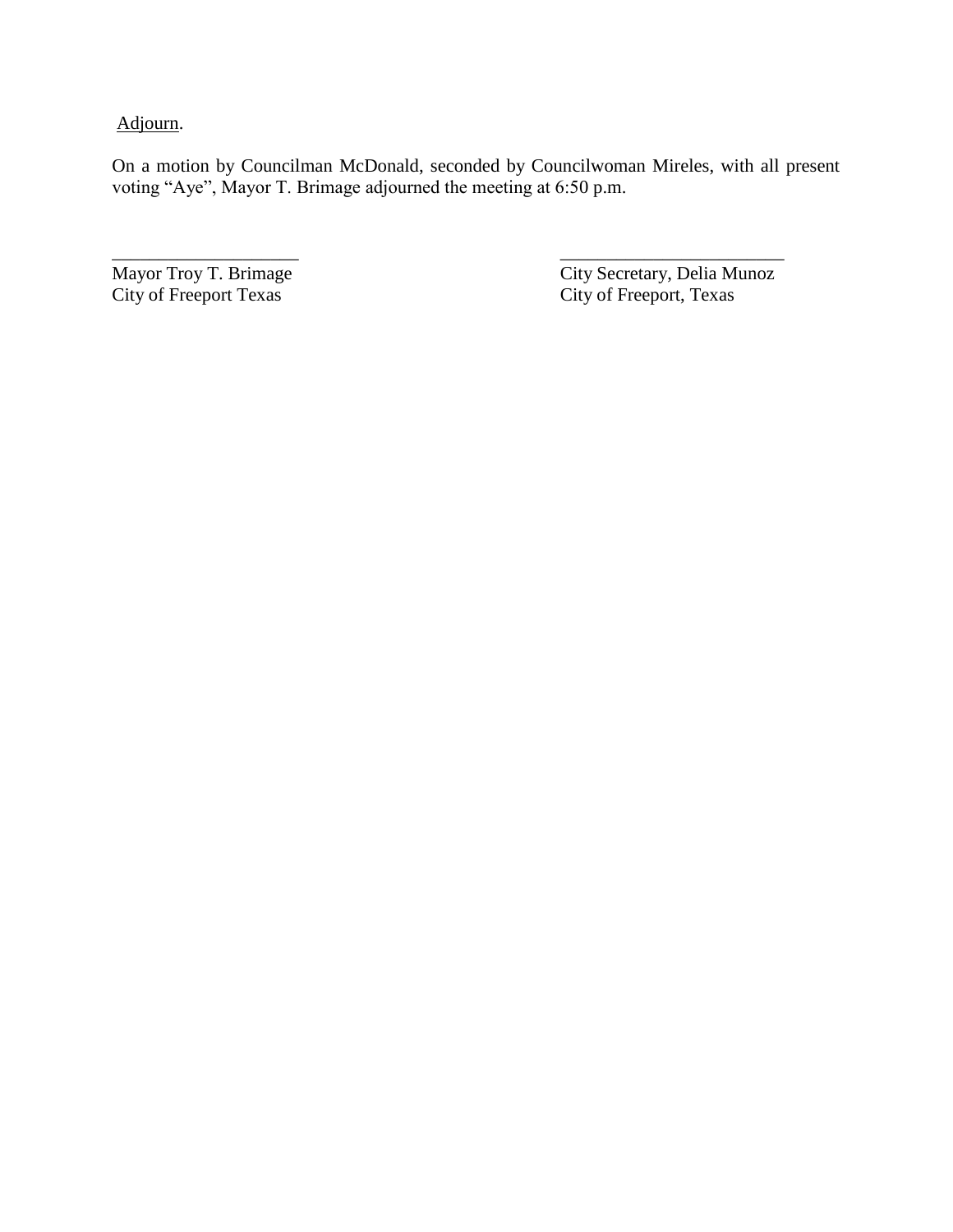<u>Adjourn</u>.

On a motion by Councilman McDonald, seconded by Councilwoman Mireles, with all present voting "Aye", Mayor T. Brimage adjourned the meeting at 6:50 p.m.

| | |
|---|---|
| ____________________ | ________________________ |
| Mayor Troy T. Brimage | City Secretary, Delia Munoz |
| City of Freeport Texas | City of Freeport, Texas |